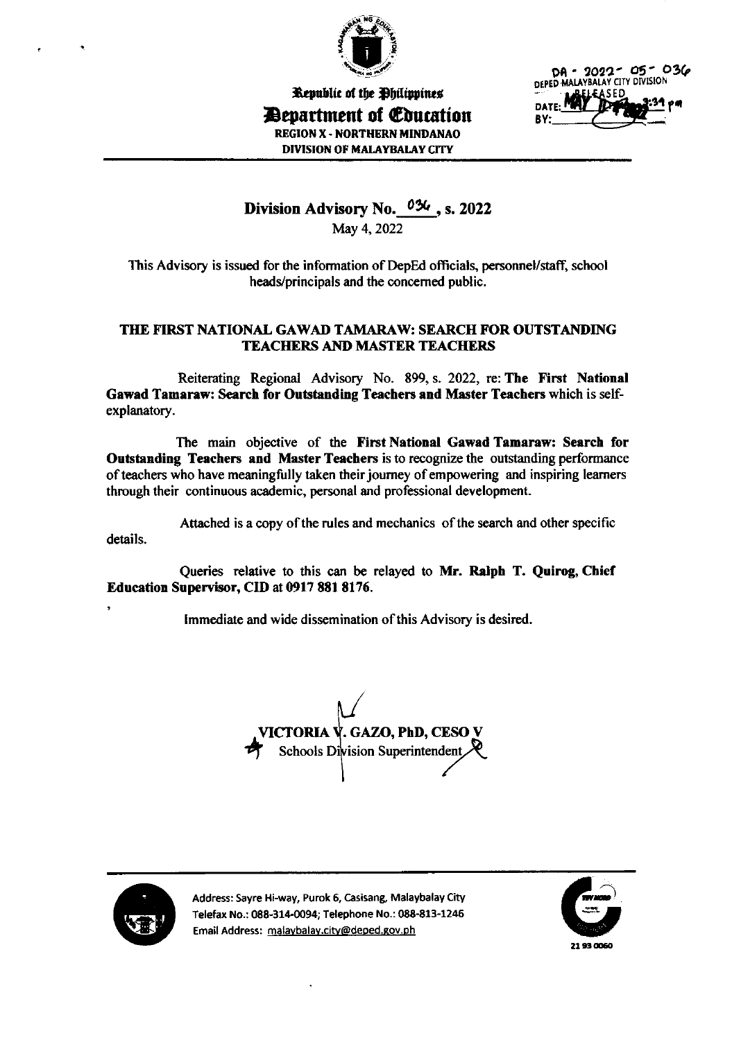Republic of the Philippines
**Department of Education**
REGION X - NORTHERN MINDANAO
DIVISION OF MALAYBALAY CITY

DA - 2022- 05- 036
DEPED MALAYBALAY CITY DIVISION
RELEASED
DATE: MAY 2022 3:39 pm
BY:

## Division Advisory No. 036, s. 2022

May 4, 2022

This Advisory is issued for the information of DepEd officials, personnel/staff, school heads/principals and the concerned public.

### THE FIRST NATIONAL GAWAD TAMARAW: SEARCH FOR OUTSTANDING TEACHERS AND MASTER TEACHERS

Reiterating Regional Advisory No. 899, s. 2022, re: **The First National Gawad Tamaraw: Search for Outstanding Teachers and Master Teachers** which is self-explanatory.

The main objective of the **First National Gawad Tamaraw: Search for Outstanding Teachers and Master Teachers** is to recognize the outstanding performance of teachers who have meaningfully taken their journey of empowering and inspiring learners through their continuous academic, personal and professional development.

Attached is a copy of the rules and mechanics of the search and other specific details.

Queries relative to this can be relayed to **Mr. Ralph T. Quirog, Chief Education Supervisor, CID at 0917 881 8176.**

Immediate and wide dissemination of this Advisory is desired.

**VICTORIA V. GAZO, PhD, CESO V**
Schools Division Superintendent

Address: Sayre Hi-way, Purok 6, Casisang, Malaybalay City
Telefax No.: 088-314-0094; Telephone No.: 088-813-1246
Email Address: malaybalay.city@deped.gov.ph

21 93 0060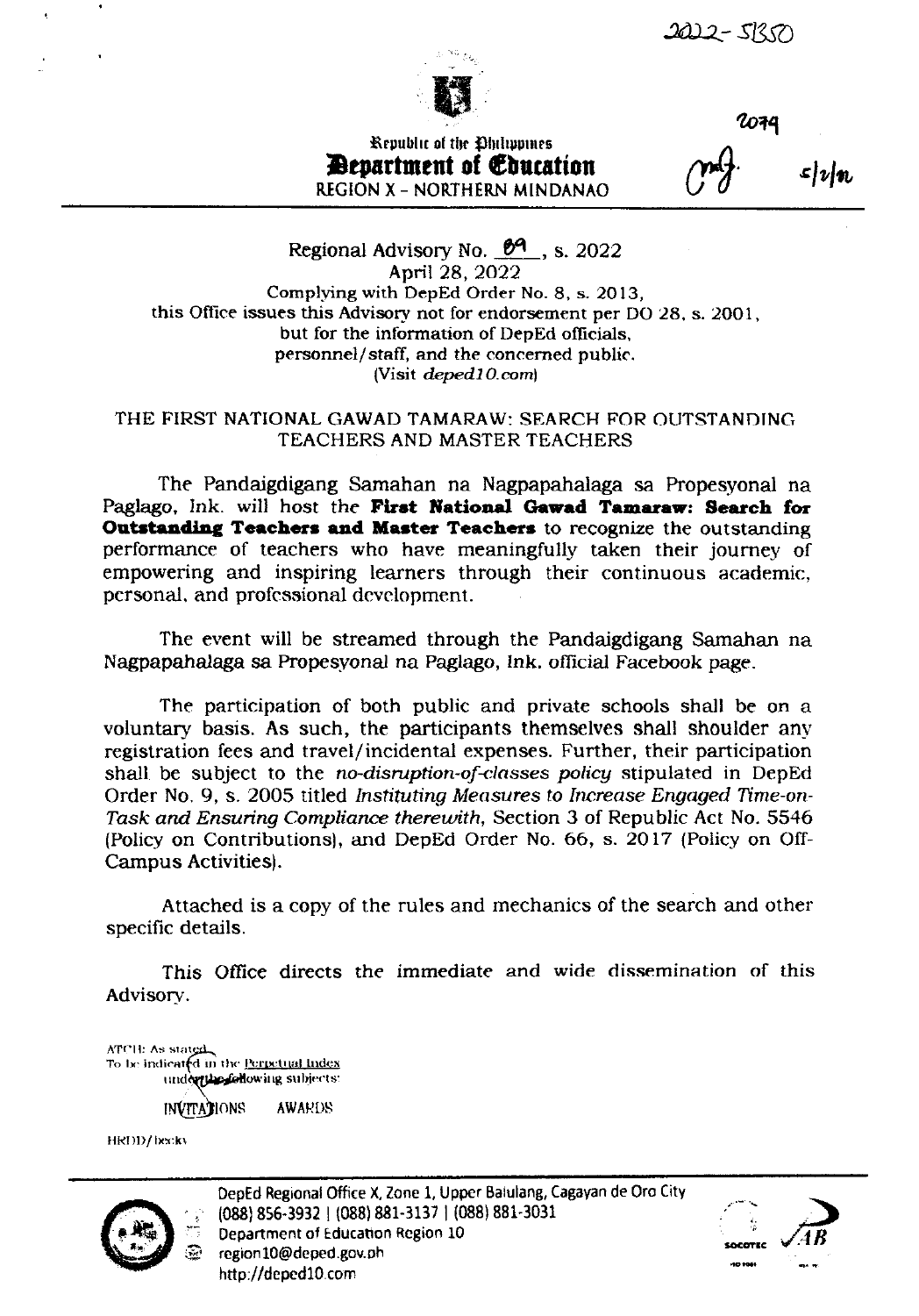2022-5350

2074

Republic of the Philippines
**Department of Education**
REGION X - NORTHERN MINDANAO

Regional Advisory No. 89, s. 2022
April 28, 2022
Complying with DepEd Order No. 8, s. 2013,
this Office issues this Advisory not for endorsement per DO 28, s. 2001,
but for the information of DepEd officials,
personnel/staff, and the concerned public.
(Visit *deped10.com*)

THE FIRST NATIONAL GAWAD TAMARAW: SEARCH FOR OUTSTANDING TEACHERS AND MASTER TEACHERS

The Pandaigdigang Samahan na Nagpapahalaga sa Propesyonal na Paglago, Ink. will host the **First National Gawad Tamaraw: Search for Outstanding Teachers and Master Teachers** to recognize the outstanding performance of teachers who have meaningfully taken their journey of empowering and inspiring learners through their continuous academic, personal, and professional development.

The event will be streamed through the Pandaigdigang Samahan na Nagpapahalaga sa Propesyonal na Paglago, Ink. official Facebook page.

The participation of both public and private schools shall be on a voluntary basis. As such, the participants themselves shall shoulder any registration fees and travel/incidental expenses. Further, their participation shall be subject to the *no-disruption-of-classes policy* stipulated in DepEd Order No. 9, s. 2005 titled *Instituting Measures to Increase Engaged Time-on-Task and Ensuring Compliance therewith*, Section 3 of Republic Act No. 5546 (Policy on Contributions), and DepEd Order No. 66, s. 2017 (Policy on Off-Campus Activities).

Attached is a copy of the rules and mechanics of the search and other specific details.

This Office directs the immediate and wide dissemination of this Advisory.

ATCH: As stated
To be indicated in the Perpetual Index
under the following subjects:

INVITATIONS AWARDS

HRDD/becky

DepEd Regional Office X, Zone 1, Upper Balulang, Cagayan de Oro City
(088) 856-3932 | (088) 881-3137 | (088) 881-3031
Department of Education Region 10
region10@deped.gov.ph
http://deped10.com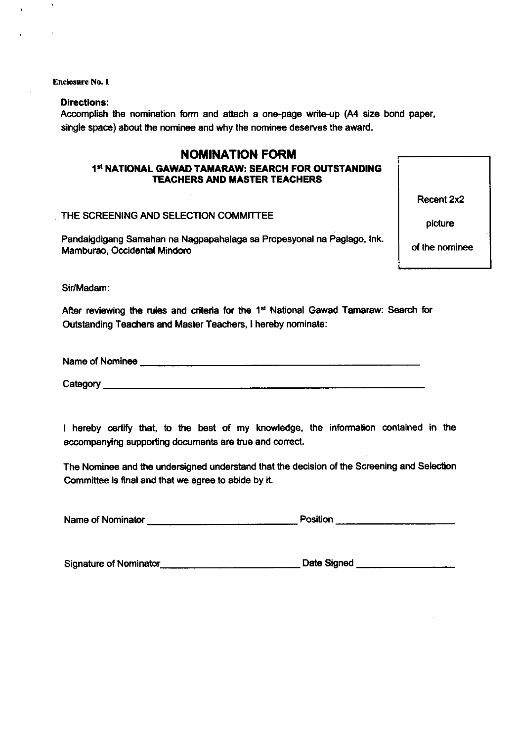**Enclosure No. 1**

**Directions:**
Accomplish the nomination form and attach a one-page write-up (A4 size bond paper, single space) about the nominee and why the nominee deserves the award.

## NOMINATION FORM

### 1st NATIONAL GAWAD TAMARAW: SEARCH FOR OUTSTANDING TEACHERS AND MASTER TEACHERS

| Recent 2x2 picture of the nominee |
|---|

THE SCREENING AND SELECTION COMMITTEE

Pandaigdigang Samahan na Nagpapahalaga sa Propesyonal na Paglago, Ink.
Mamburao, Occidental Mindoro

Sir/Madam:

After reviewing the rules and criteria for the 1st National Gawad Tamaraw: Search for Outstanding Teachers and Master Teachers, I hereby nominate:

Name of Nominee ____________________________________________

Category ____________________________________________

I hereby certify that, to the best of my knowledge, the information contained in the accompanying supporting documents are true and correct.

The Nominee and the undersigned understand that the decision of the Screening and Selection Committee is final and that we agree to abide by it.

Name of Nominator ____________________________ Position ______________________

Signature of Nominator__________________________ Date Signed __________________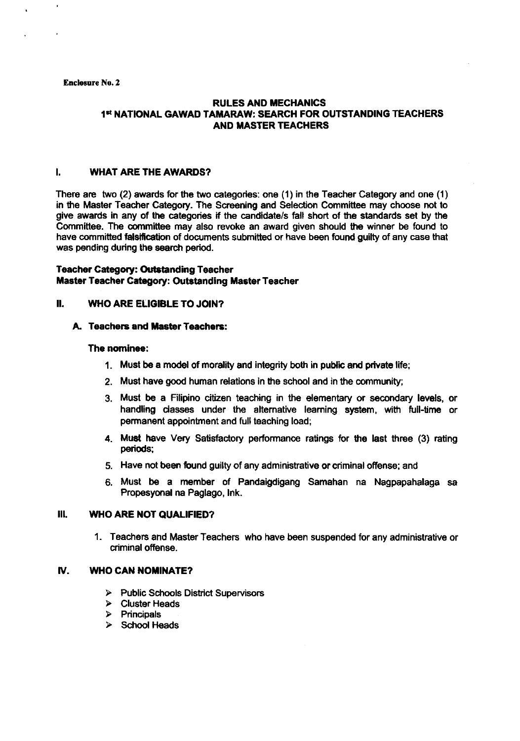Enclosure No. 2

## RULES AND MECHANICS
## 1st NATIONAL GAWAD TAMARAW: SEARCH FOR OUTSTANDING TEACHERS AND MASTER TEACHERS

### I. WHAT ARE THE AWARDS?

There are two (2) awards for the two categories: one (1) in the Teacher Category and one (1) in the Master Teacher Category. The Screening and Selection Committee may choose not to give awards in any of the categories if the candidate/s fall short of the standards set by the Committee. The committee may also revoke an award given should the winner be found to have committed falsification of documents submitted or have been found guilty of any case that was pending during the search period.

**Teacher Category: Outstanding Teacher**
**Master Teacher Category: Outstanding Master Teacher**

### II. WHO ARE ELIGIBLE TO JOIN?

#### A. Teachers and Master Teachers:

**The nominee:**

1. Must be a model of morality and integrity both in public and private life;
2. Must have good human relations in the school and in the community;
3. Must be a Filipino citizen teaching in the elementary or secondary levels, or handling classes under the alternative learning system, with full-time or permanent appointment and full teaching load;
4. Must have Very Satisfactory performance ratings for the last three (3) rating periods;
5. Have not been found guilty of any administrative or criminal offense; and
6. Must be a member of Pandaigdigang Samahan na Nagpapahalaga sa Propesyonal na Paglago, Ink.

### III. WHO ARE NOT QUALIFIED?

1. Teachers and Master Teachers who have been suspended for any administrative or criminal offense.

### IV. WHO CAN NOMINATE?

- Public Schools District Supervisors
- Cluster Heads
- Principals
- School Heads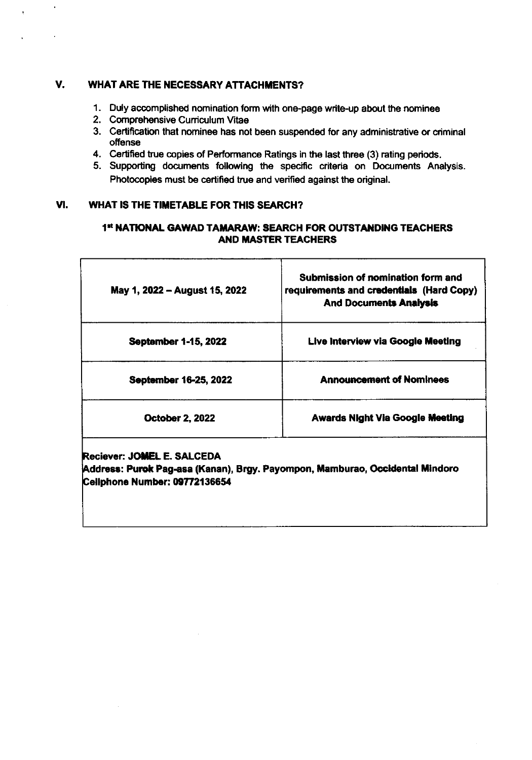## V. WHAT ARE THE NECESSARY ATTACHMENTS?

1. Duly accomplished nomination form with one-page write-up about the nominee
2. Comprehensive Curriculum Vitae
3. Certification that nominee has not been suspended for any administrative or criminal offense
4. Certified true copies of Performance Ratings in the last three (3) rating periods.
5. Supporting documents following the specific criteria on Documents Analysis. Photocopies must be certified true and verified against the original.

## VI. WHAT IS THE TIMETABLE FOR THIS SEARCH?

### 1st NATIONAL GAWAD TAMARAW: SEARCH FOR OUTSTANDING TEACHERS AND MASTER TEACHERS

| | |
|---|---|
| May 1, 2022 – August 15, 2022 | **Submission of nomination form and requirements and credentials (Hard Copy) And Documents Analysis** |
| **September 1-15, 2022** | **Live Interview via Google Meeting** |
| **September 16-25, 2022** | **Announcement of Nominees** |
| **October 2, 2022** | **Awards Night Via Google Meeting** |

**Reciever: JOMEL E. SALCEDA**
**Address: Purok Pag-asa (Kanan), Brgy. Payompon, Mamburao, Occidental Mindoro**
**Cellphone Number: 09772136654**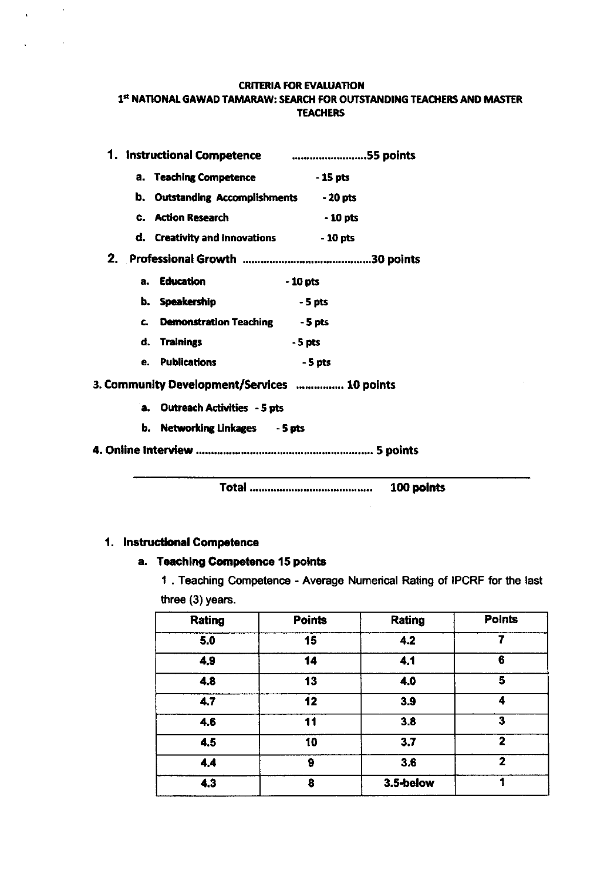**CRITERIA FOR EVALUATION**

**1st NATIONAL GAWAD TAMARAW: SEARCH FOR OUTSTANDING TEACHERS AND MASTER TEACHERS**

1. **Instructional Competence ........................55 points**
   - a. **Teaching Competence** - 15 pts
   - b. **Outstanding Accomplishments** - 20 pts
   - c. **Action Research** - 10 pts
   - d. **Creativity and Innovations** - 10 pts
2. **Professional Growth ..........................................30 points**
   - a. **Education** - 10 pts
   - b. **Speakership** - 5 pts
   - c. **Demonstration Teaching** - 5 pts
   - d. **Trainings** - 5 pts
   - e. **Publications** - 5 pts
3. **Community Development/Services ............... 10 points**
   - a. **Outreach Activities** - 5 pts
   - b. **Networking Linkages** - 5 pts
4. **Online Interview ......................................................... 5 points**

**Total ....................................... 100 points**

1. **Instructional Competence**
   - a. **Teaching Competence 15 points**

     1 . Teaching Competence - Average Numerical Rating of IPCRF for the last three (3) years.

| Rating | Points | Rating | Points |
|---|---|---|---|
| 5.0 | 15 | 4.2 | 7 |
| 4.9 | 14 | 4.1 | 6 |
| 4.8 | 13 | 4.0 | 5 |
| 4.7 | 12 | 3.9 | 4 |
| 4.6 | 11 | 3.8 | 3 |
| 4.5 | 10 | 3.7 | 2 |
| 4.4 | 9 | 3.6 | 2 |
| 4.3 | 8 | 3.5-below | 1 |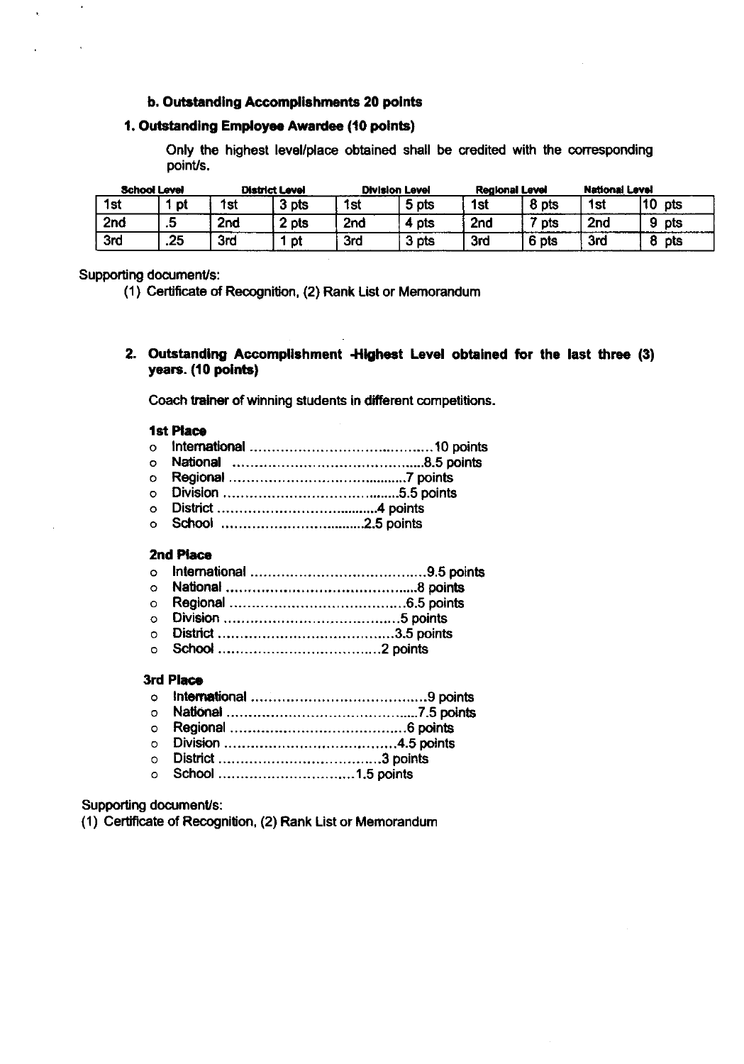#### b. Outstanding Accomplishments 20 points

#### 1. Outstanding Employee Awardee (10 points)

Only the highest level/place obtained shall be credited with the corresponding point/s.

| School Level | | District Level | | Division Level | | Regional Level | | National Level | |
|---|---|---|---|---|---|---|---|---|---|
| 1st | 1 pt | 1st | 3 pts | 1st | 5 pts | 1st | 8 pts | 1st | 10 pts |
| 2nd | .5 | 2nd | 2 pts | 2nd | 4 pts | 2nd | 7 pts | 2nd | 9 pts |
| 3rd | .25 | 3rd | 1 pt | 3rd | 3 pts | 3rd | 6 pts | 3rd | 8 pts |

Supporting document/s:

(1) Certificate of Recognition, (2) Rank List or Memorandum

#### 2. Outstanding Accomplishment -Highest Level obtained for the last three (3) years. (10 points)

Coach trainer of winning students in different competitions.

**1st Place**

- International ........................................10 points
- National .............................................8.5 points
- Regional .........................................7 points
- Division ..........................................5.5 points
- District .......................................4 points
- School ...................................2.5 points

**2nd Place**

- International ......................................9.5 points
- National ............................................8 points
- Regional .......................................6.5 points
- Division .......................................5 points
- District .......................................3.5 points
- School ...................................2 points

**3rd Place**

- International .......................................9 points
- National ..........................................7.5 points
- Regional .......................................6 points
- Division .......................................4.5 points
- District ....................................3 points
- School ..............................1.5 points

Supporting document/s:

(1) Certificate of Recognition, (2) Rank List or Memorandum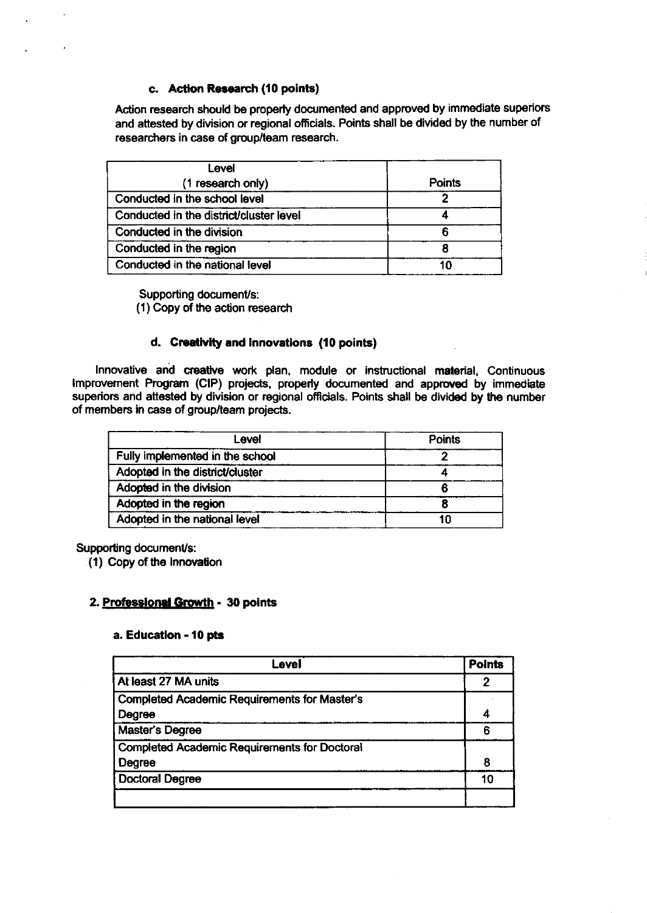#### c. **Action Research (10 points)**

Action research should be properly documented and approved by immediate superiors and attested by division or regional officials. Points shall be divided by the number of researchers in case of group/team research.

| Level (1 research only) | Points |
|---|---|
| Conducted in the school level | 2 |
| Conducted in the district/cluster level | 4 |
| Conducted in the division | 6 |
| Conducted in the region | 8 |
| Conducted in the national level | 10 |

Supporting document/s:
(1) Copy of the action research

#### d. **Creativity and Innovations (10 points)**

Innovative and creative work plan, module or instructional material, Continuous Improvement Program (CIP) projects, properly documented and approved by immediate superiors and attested by division or regional officials. Points shall be divided by the number of members in case of group/team projects.

| Level | Points |
|---|---|
| Fully implemented in the school | 2 |
| Adopted in the district/cluster | 4 |
| Adopted in the division | 6 |
| Adopted in the region | 8 |
| Adopted in the national level | 10 |

Supporting document/s:
(1) Copy of the Innovation

### 2. **Professional Growth** - 30 points

#### a. Education - 10 pts

| Level | Points |
|---|---|
| At least 27 MA units | 2 |
| Completed Academic Requirements for Master's Degree | 4 |
| Master's Degree | 6 |
| Completed Academic Requirements for Doctoral Degree | 8 |
| Doctoral Degree | 10 |
| | |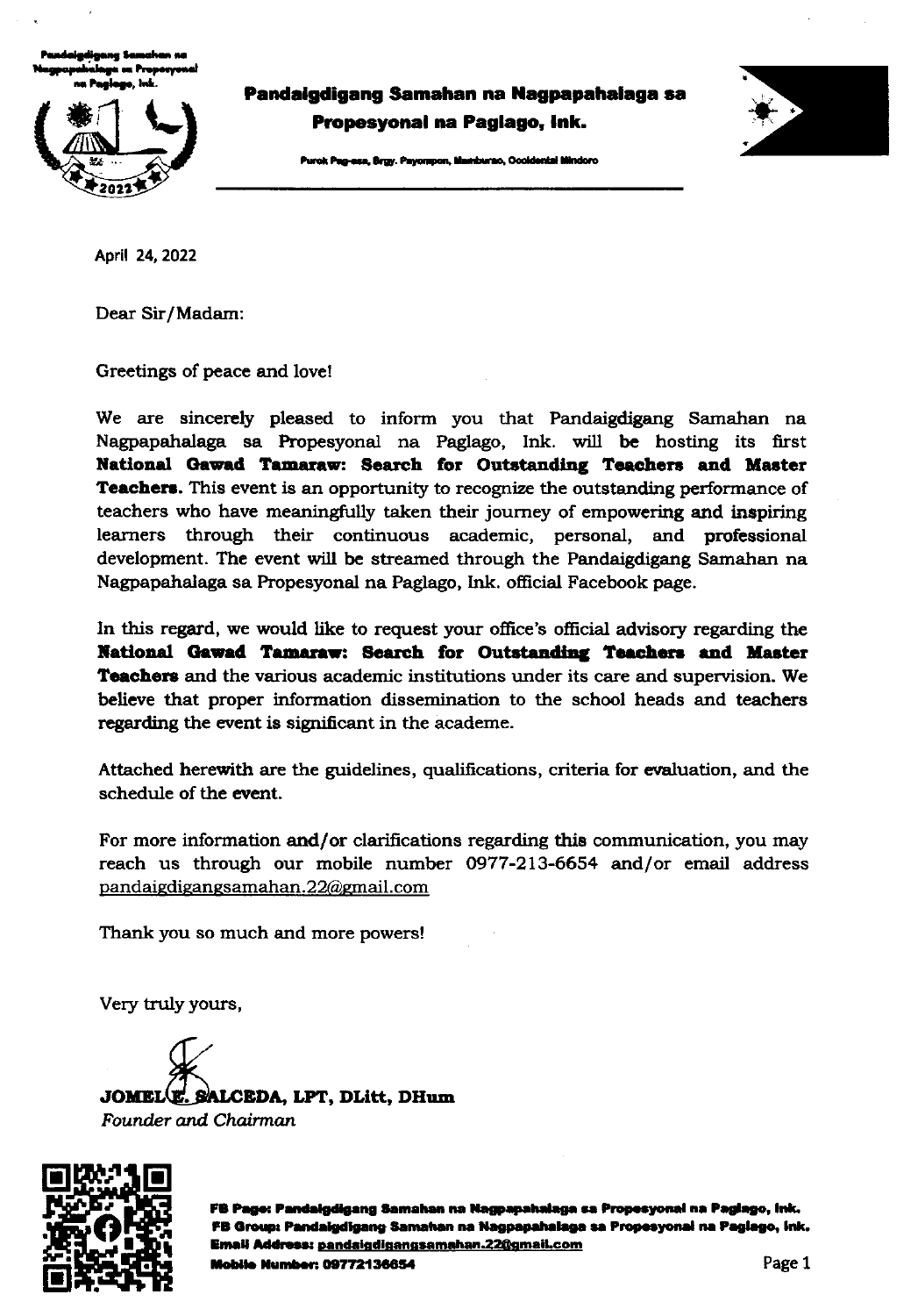**Pandaigdigang Samahan na Nagpapahalaga sa Propesyonal na Paglago, Ink.**

Purok Pag-asa, Brgy. Payompon, Mamburao, Occidental Mindoro

April 24, 2022

Dear Sir/Madam:

Greetings of peace and love!

We are sincerely pleased to inform you that Pandaigdigang Samahan na Nagpapahalaga sa Propesyonal na Paglago, Ink. will be hosting its first **National Gawad Tamaraw: Search for Outstanding Teachers and Master Teachers.** This event is an opportunity to recognize the outstanding performance of teachers who have meaningfully taken their journey of empowering and inspiring learners through their continuous academic, personal, and professional development. The event will be streamed through the Pandaigdigang Samahan na Nagpapahalaga sa Propesyonal na Paglago, Ink. official Facebook page.

In this regard, we would like to request your office's official advisory regarding the **National Gawad Tamaraw: Search for Outstanding Teachers and Master Teachers** and the various academic institutions under its care and supervision. We believe that proper information dissemination to the school heads and teachers regarding the event is significant in the academe.

Attached herewith are the guidelines, qualifications, criteria for evaluation, and the schedule of the event.

For more information and/or clarifications regarding this communication, you may reach us through our mobile number 0977-213-6654 and/or email address pandaigdigangsamahan.22@gmail.com

Thank you so much and more powers!

Very truly yours,

**JOMEL E. SALCEDA, LPT, DLitt, DHum**
*Founder and Chairman*

**FB Page: Pandaigdigang Samahan na Nagpapahalaga sa Propesyonal na Paglago, Ink.**
**FB Group: Pandaigdigang Samahan na Nagpapahalaga sa Propesyonal na Paglago, Ink.**
**Email Address: pandaigdigangsamahan.22@gmail.com**
**Mobile Number: 09772136654**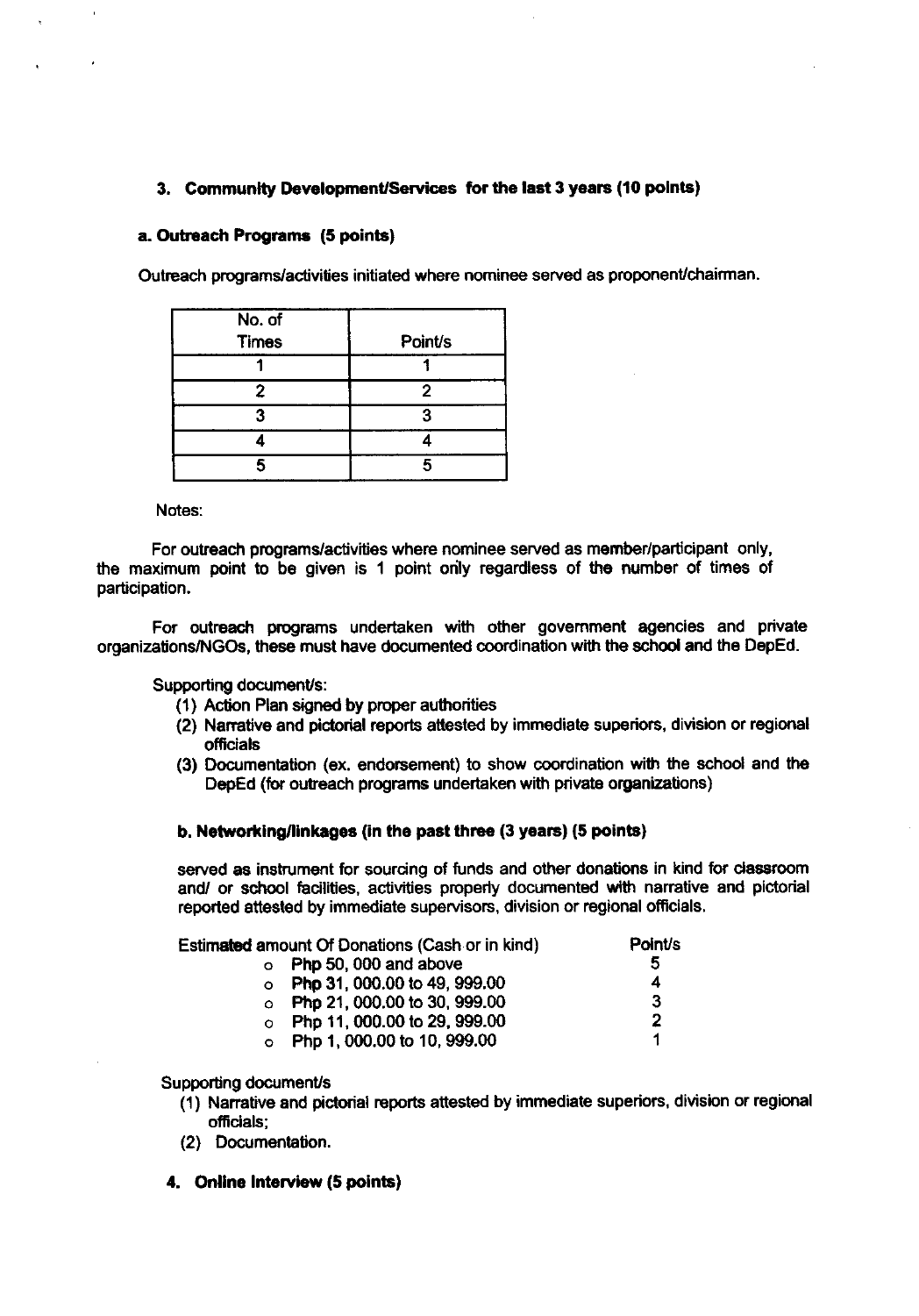### 3. Community Development/Services for the last 3 years (10 points)

#### a. Outreach Programs (5 points)

Outreach programs/activities initiated where nominee served as proponent/chairman.

| No. of Times | Point/s |
|---|---|
| 1 | 1 |
| 2 | 2 |
| 3 | 3 |
| 4 | 4 |
| 5 | 5 |

Notes:

For outreach programs/activities where nominee served as member/participant only, the maximum point to be given is 1 point only regardless of the number of times of participation.

For outreach programs undertaken with other government agencies and private organizations/NGOs, these must have documented coordination with the school and the DepEd.

Supporting document/s:

(1) Action Plan signed by proper authorities
(2) Narrative and pictorial reports attested by immediate superiors, division or regional officials
(3) Documentation (ex. endorsement) to show coordination with the school and the DepEd (for outreach programs undertaken with private organizations)

#### b. Networking/linkages (in the past three (3 years) (5 points)

served as instrument for sourcing of funds and other donations in kind for classroom and/ or school facilities, activities properly documented with narrative and pictorial reported attested by immediate supervisors, division or regional officials.

| Estimated amount Of Donations (Cash or in kind) | Point/s |
|---|---|
| Php 50, 000 and above | 5 |
| Php 31, 000.00 to 49, 999.00 | 4 |
| Php 21, 000.00 to 30, 999.00 | 3 |
| Php 11, 000.00 to 29, 999.00 | 2 |
| Php 1, 000.00 to 10, 999.00 | 1 |

Supporting document/s

(1) Narrative and pictorial reports attested by immediate superiors, division or regional officials;
(2) Documentation.

### 4. Online Interview (5 points)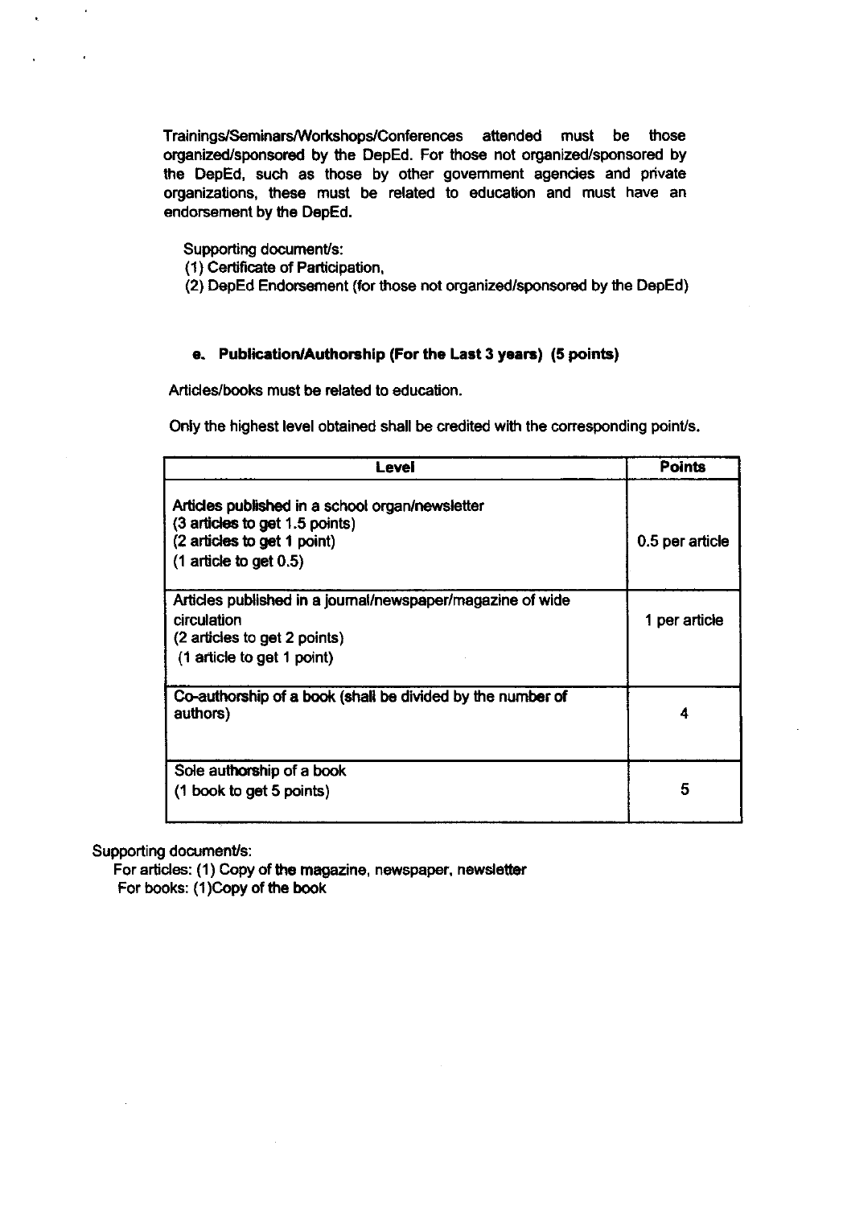Trainings/Seminars/Workshops/Conferences attended must be those organized/sponsored by the DepEd. For those not organized/sponsored by the DepEd, such as those by other government agencies and private organizations, these must be related to education and must have an endorsement by the DepEd.

Supporting document/s:
(1) Certificate of Participation,
(2) DepEd Endorsement (for those not organized/sponsored by the DepEd)

#### e. Publication/Authorship (For the Last 3 years) (5 points)

Articles/books must be related to education.

Only the highest level obtained shall be credited with the corresponding point/s.

| Level | Points |
|---|---|
| Articles published in a school organ/newsletter<br>(3 articles to get 1.5 points)<br>(2 articles to get 1 point)<br>(1 article to get 0.5) | 0.5 per article |
| Articles published in a journal/newspaper/magazine of wide circulation<br>(2 articles to get 2 points)<br>(1 article to get 1 point) | 1 per article |
| Co-authorship of a book (shall be divided by the number of authors) | 4 |
| Sole authorship of a book<br>(1 book to get 5 points) | 5 |

Supporting document/s:
For articles: (1) Copy of the magazine, newspaper, newsletter
For books: (1)Copy of the book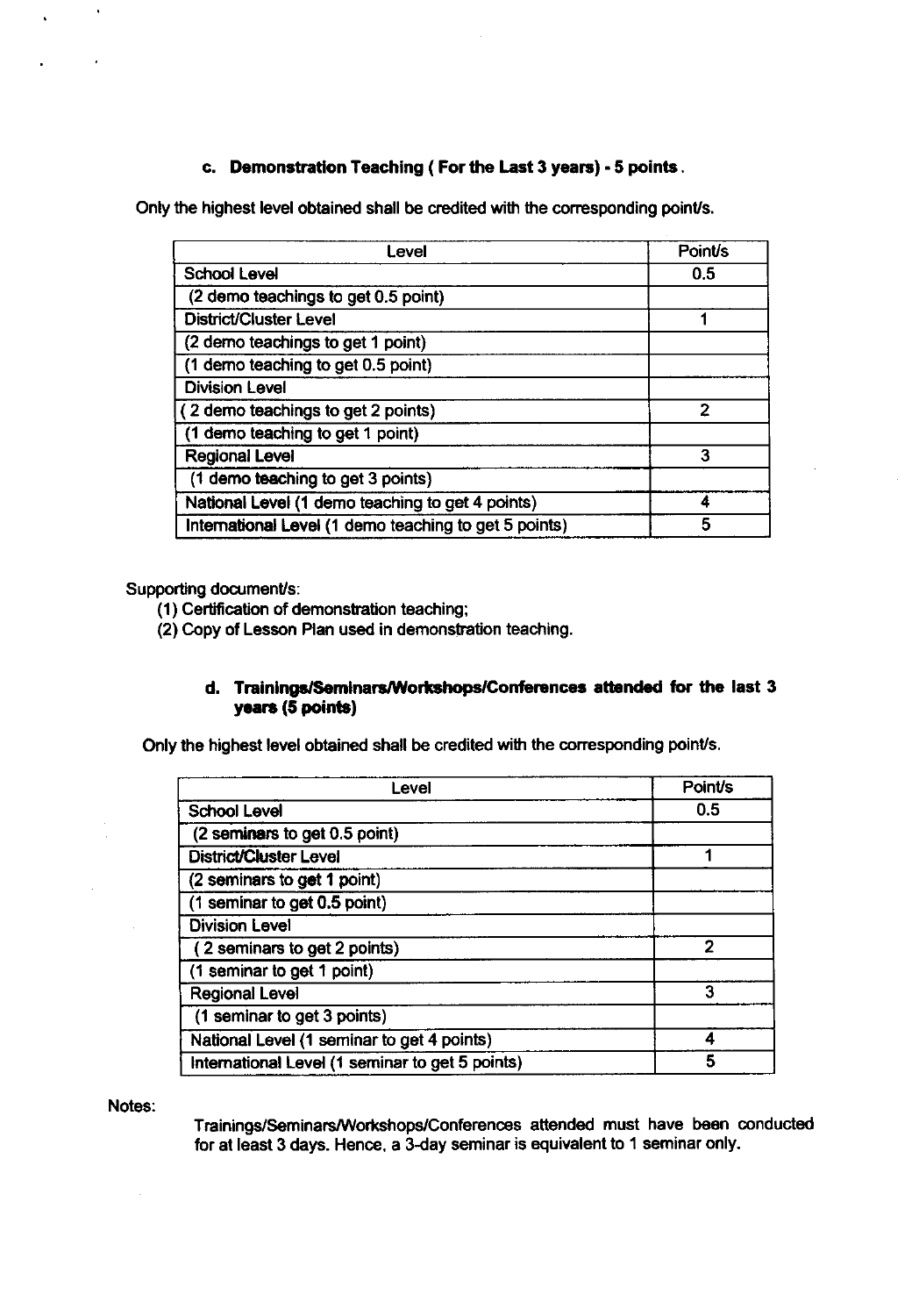### c. Demonstration Teaching ( For the Last 3 years) - 5 points.

Only the highest level obtained shall be credited with the corresponding point/s.

| Level | Point/s |
|---|---|
| School Level | 0.5 |
| (2 demo teachings to get 0.5 point) | |
| District/Cluster Level | 1 |
| (2 demo teachings to get 1 point) | |
| (1 demo teaching to get 0.5 point) | |
| Division Level | |
| ( 2 demo teachings to get 2 points) | 2 |
| (1 demo teaching to get 1 point) | |
| Regional Level | 3 |
| (1 demo teaching to get 3 points) | |
| National Level (1 demo teaching to get 4 points) | 4 |
| International Level (1 demo teaching to get 5 points) | 5 |

Supporting document/s:

(1) Certification of demonstration teaching;
(2) Copy of Lesson Plan used in demonstration teaching.

### d. Trainings/Seminars/Workshops/Conferences attended for the last 3 years (5 points)

Only the highest level obtained shall be credited with the corresponding point/s.

| Level | Point/s |
|---|---|
| School Level | 0.5 |
| (2 seminars to get 0.5 point) | |
| District/Cluster Level | 1 |
| (2 seminars to get 1 point) | |
| (1 seminar to get 0.5 point) | |
| Division Level | |
| ( 2 seminars to get 2 points) | 2 |
| (1 seminar to get 1 point) | |
| Regional Level | 3 |
| (1 seminar to get 3 points) | |
| National Level (1 seminar to get 4 points) | 4 |
| International Level (1 seminar to get 5 points) | 5 |

Notes:

Trainings/Seminars/Workshops/Conferences attended must have been conducted for at least 3 days. Hence, a 3-day seminar is equivalent to 1 seminar only.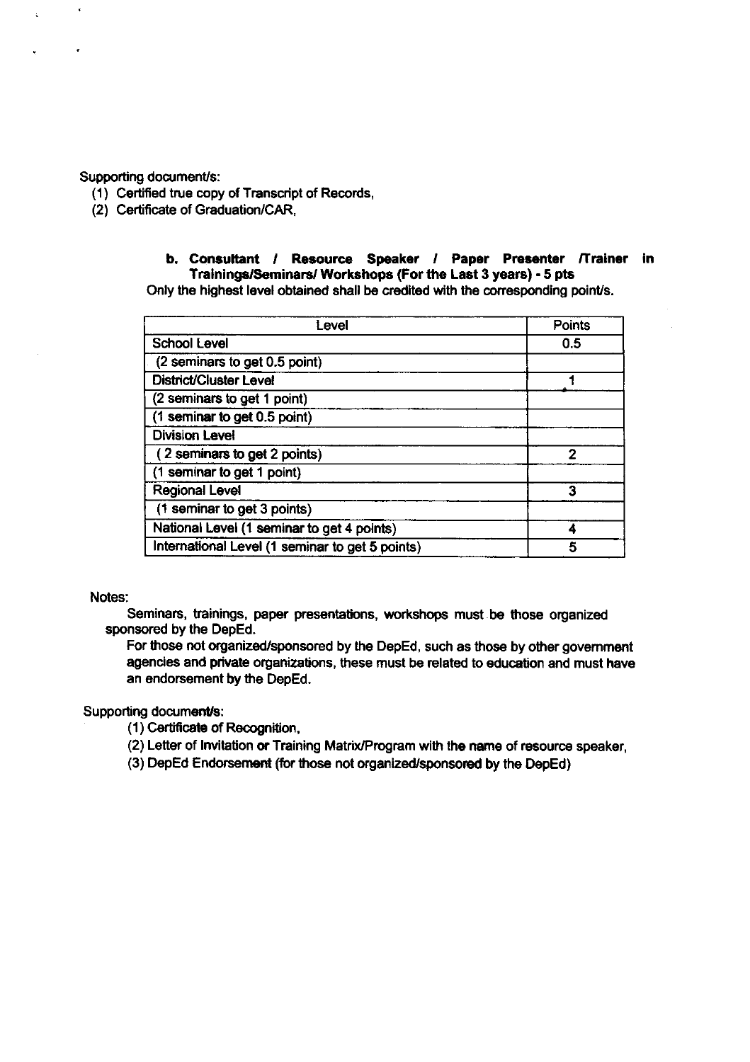Supporting document/s:

(1) Certified true copy of Transcript of Records,
(2) Certificate of Graduation/CAR,

**b. Consultant / Resource Speaker / Paper Presenter /Trainer in Trainings/Seminars/ Workshops (For the Last 3 years) - 5 pts**

Only the highest level obtained shall be credited with the corresponding point/s.

| Level | Points |
|---|---|
| School Level | 0.5 |
| (2 seminars to get 0.5 point) | |
| District/Cluster Level | 1 |
| (2 seminars to get 1 point) | |
| (1 seminar to get 0.5 point) | |
| Division Level | |
| ( 2 seminars to get 2 points) | 2 |
| (1 seminar to get 1 point) | |
| Regional Level | 3 |
| (1 seminar to get 3 points) | |
| National Level (1 seminar to get 4 points) | 4 |
| International Level (1 seminar to get 5 points) | 5 |

Notes:

Seminars, trainings, paper presentations, workshops must be those organized sponsored by the DepEd.

For those not organized/sponsored by the DepEd, such as those by other government agencies and private organizations, these must be related to education and must have an endorsement by the DepEd.

Supporting document/s:

(1) Certificate of Recognition,
(2) Letter of Invitation or Training Matrix/Program with the name of resource speaker,
(3) DepEd Endorsement (for those not organized/sponsored by the DepEd)